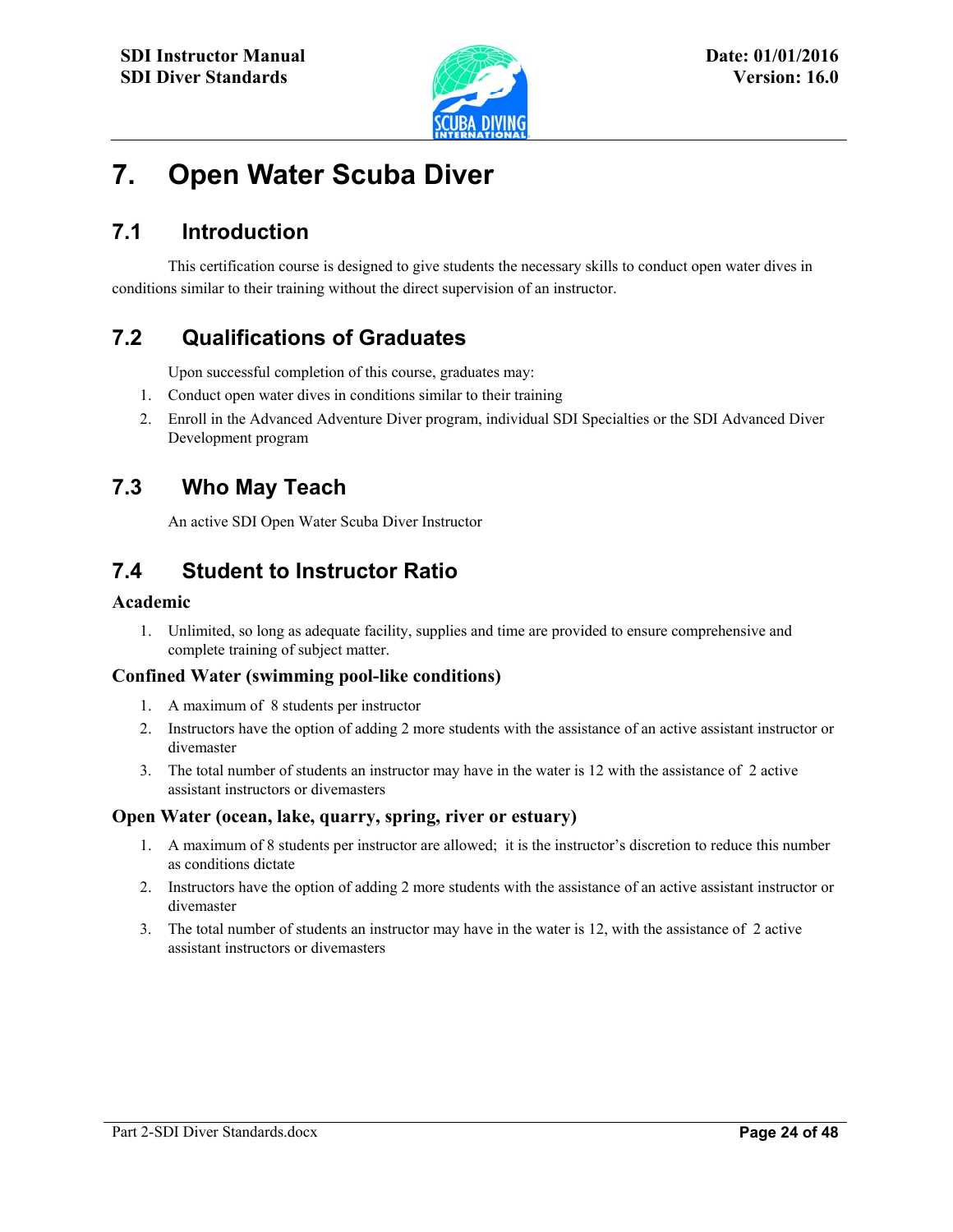# 7. Open Water Scuba Diver

## 7.1 Introduction

This certification course is designed to give students the necessary skills to conduct open water dives in conditions similar to their training without the direct supervision of an instructor.

## 7.2 Qualifications of Graduates

Upon successful completion of this course, graduates may:

1. Conduct open water dives in conditions similar to their training
2. Enroll in the Advanced Adventure Diver program, individual SDI Specialties or the SDI Advanced Diver Development program

## 7.3 Who May Teach

An active SDI Open Water Scuba Diver Instructor

## 7.4 Student to Instructor Ratio

### Academic

1. Unlimited, so long as adequate facility, supplies and time are provided to ensure comprehensive and complete training of subject matter.

### Confined Water (swimming pool-like conditions)

1. A maximum of 8 students per instructor
2. Instructors have the option of adding 2 more students with the assistance of an active assistant instructor or divemaster
3. The total number of students an instructor may have in the water is 12 with the assistance of 2 active assistant instructors or divemasters

### Open Water (ocean, lake, quarry, spring, river or estuary)

1. A maximum of 8 students per instructor are allowed; it is the instructor's discretion to reduce this number as conditions dictate
2. Instructors have the option of adding 2 more students with the assistance of an active assistant instructor or divemaster
3. The total number of students an instructor may have in the water is 12, with the assistance of 2 active assistant instructors or divemasters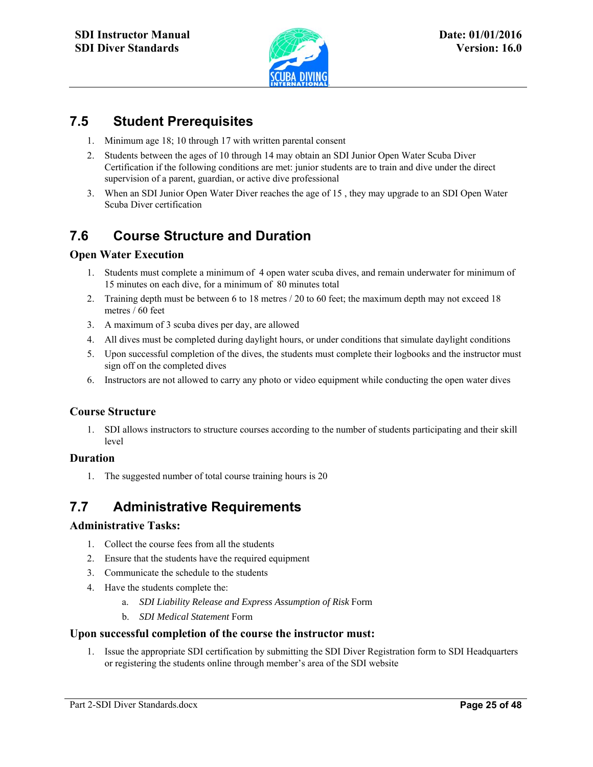## 7.5 Student Prerequisites

1. Minimum age 18; 10 through 17 with written parental consent
2. Students between the ages of 10 through 14 may obtain an SDI Junior Open Water Scuba Diver Certification if the following conditions are met: junior students are to train and dive under the direct supervision of a parent, guardian, or active dive professional
3. When an SDI Junior Open Water Diver reaches the age of 15 , they may upgrade to an SDI Open Water Scuba Diver certification

## 7.6 Course Structure and Duration

### Open Water Execution

1. Students must complete a minimum of 4 open water scuba dives, and remain underwater for minimum of 15 minutes on each dive, for a minimum of 80 minutes total
2. Training depth must be between 6 to 18 metres / 20 to 60 feet; the maximum depth may not exceed 18 metres / 60 feet
3. A maximum of 3 scuba dives per day, are allowed
4. All dives must be completed during daylight hours, or under conditions that simulate daylight conditions
5. Upon successful completion of the dives, the students must complete their logbooks and the instructor must sign off on the completed dives
6. Instructors are not allowed to carry any photo or video equipment while conducting the open water dives

### Course Structure

1. SDI allows instructors to structure courses according to the number of students participating and their skill level

### Duration

1. The suggested number of total course training hours is 20

## 7.7 Administrative Requirements

### Administrative Tasks:

1. Collect the course fees from all the students
2. Ensure that the students have the required equipment
3. Communicate the schedule to the students
4. Have the students complete the:
   a. *SDI Liability Release and Express Assumption of Risk* Form
   b. *SDI Medical Statement* Form

### Upon successful completion of the course the instructor must:

1. Issue the appropriate SDI certification by submitting the SDI Diver Registration form to SDI Headquarters or registering the students online through member's area of the SDI website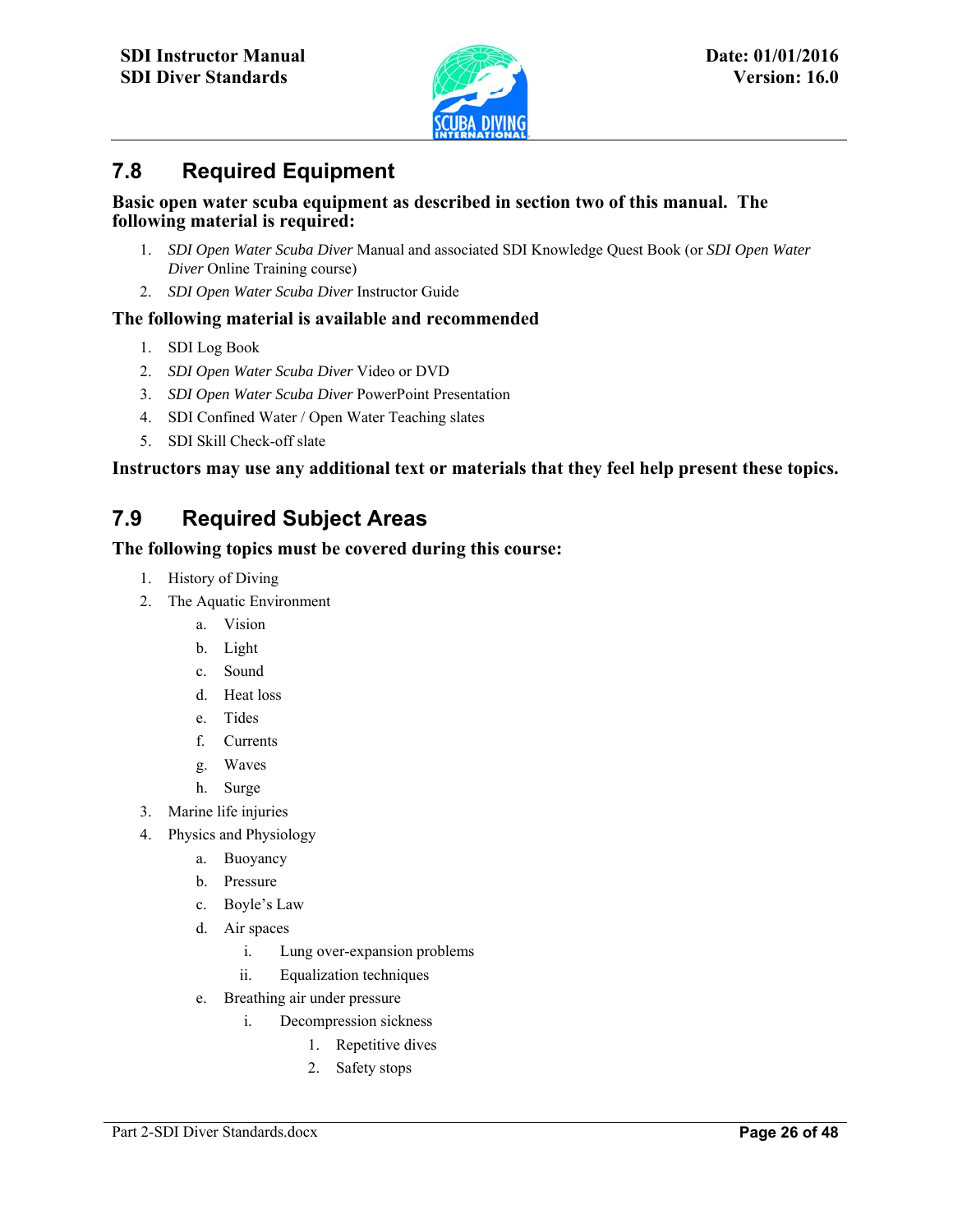## 7.8 Required Equipment

**Basic open water scuba equipment as described in section two of this manual. The following material is required:**

1. *SDI Open Water Scuba Diver* Manual and associated SDI Knowledge Quest Book (or *SDI Open Water Diver* Online Training course)
2. *SDI Open Water Scuba Diver* Instructor Guide

**The following material is available and recommended**

1. SDI Log Book
2. *SDI Open Water Scuba Diver* Video or DVD
3. *SDI Open Water Scuba Diver* PowerPoint Presentation
4. SDI Confined Water / Open Water Teaching slates
5. SDI Skill Check-off slate

**Instructors may use any additional text or materials that they feel help present these topics.**

## 7.9 Required Subject Areas

**The following topics must be covered during this course:**

1. History of Diving
2. The Aquatic Environment
   a. Vision
   b. Light
   c. Sound
   d. Heat loss
   e. Tides
   f. Currents
   g. Waves
   h. Surge
3. Marine life injuries
4. Physics and Physiology
   a. Buoyancy
   b. Pressure
   c. Boyle's Law
   d. Air spaces
      i. Lung over-expansion problems
      ii. Equalization techniques
   e. Breathing air under pressure
      i. Decompression sickness
         1. Repetitive dives
         2. Safety stops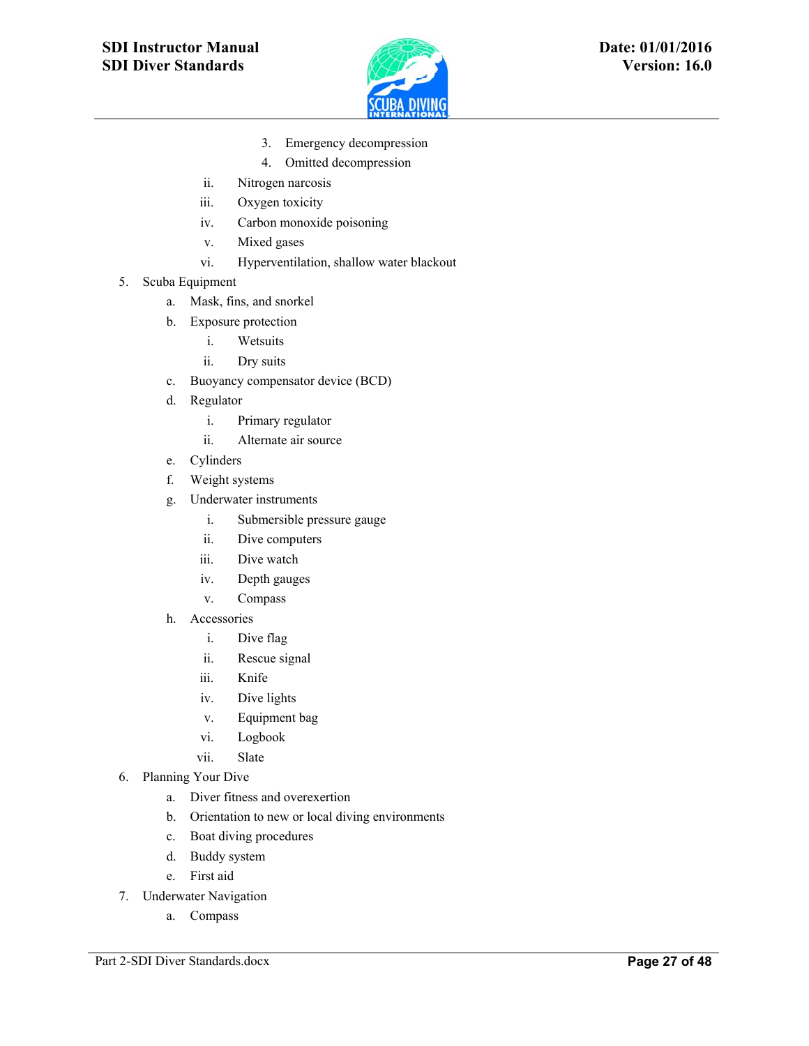3. Emergency decompression
            4. Omitted decompression
        ii. Nitrogen narcosis
        iii. Oxygen toxicity
        iv. Carbon monoxide poisoning
        v. Mixed gases
        vi. Hyperventilation, shallow water blackout

5. Scuba Equipment
    a. Mask, fins, and snorkel
    b. Exposure protection
        i. Wetsuits
        ii. Dry suits
    c. Buoyancy compensator device (BCD)
    d. Regulator
        i. Primary regulator
        ii. Alternate air source
    e. Cylinders
    f. Weight systems
    g. Underwater instruments
        i. Submersible pressure gauge
        ii. Dive computers
        iii. Dive watch
        iv. Depth gauges
        v. Compass
    h. Accessories
        i. Dive flag
        ii. Rescue signal
        iii. Knife
        iv. Dive lights
        v. Equipment bag
        vi. Logbook
        vii. Slate
6. Planning Your Dive
    a. Diver fitness and overexertion
    b. Orientation to new or local diving environments
    c. Boat diving procedures
    d. Buddy system
    e. First aid
7. Underwater Navigation
    a. Compass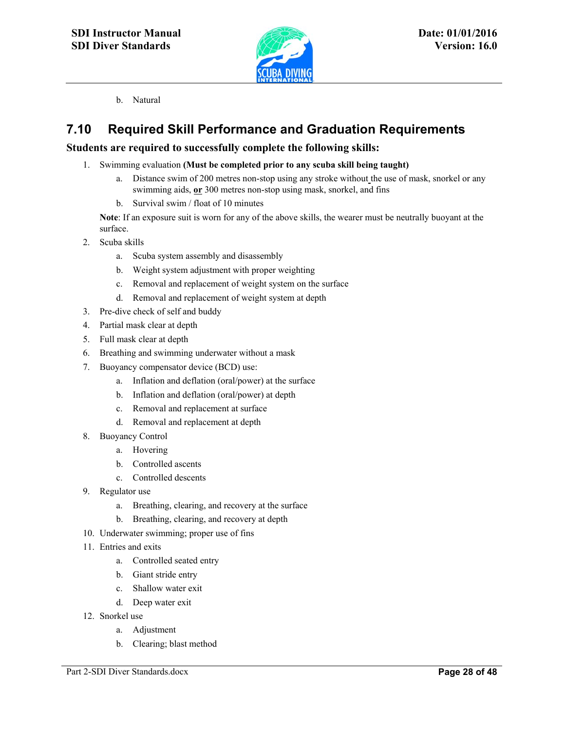b. Natural

## 7.10 Required Skill Performance and Graduation Requirements

**Students are required to successfully complete the following skills:**

1. Swimming evaluation **(Must be completed prior to any scuba skill being taught)**
    a. Distance swim of 200 metres non-stop using any stroke without the use of mask, snorkel or any swimming aids, **or** 300 metres non-stop using mask, snorkel, and fins
    b. Survival swim / float of 10 minutes

    **Note**: If an exposure suit is worn for any of the above skills, the wearer must be neutrally buoyant at the surface.
2. Scuba skills
    a. Scuba system assembly and disassembly
    b. Weight system adjustment with proper weighting
    c. Removal and replacement of weight system on the surface
    d. Removal and replacement of weight system at depth
3. Pre-dive check of self and buddy
4. Partial mask clear at depth
5. Full mask clear at depth
6. Breathing and swimming underwater without a mask
7. Buoyancy compensator device (BCD) use:
    a. Inflation and deflation (oral/power) at the surface
    b. Inflation and deflation (oral/power) at depth
    c. Removal and replacement at surface
    d. Removal and replacement at depth
8. Buoyancy Control
    a. Hovering
    b. Controlled ascents
    c. Controlled descents
9. Regulator use
    a. Breathing, clearing, and recovery at the surface
    b. Breathing, clearing, and recovery at depth
10. Underwater swimming; proper use of fins
11. Entries and exits
    a. Controlled seated entry
    b. Giant stride entry
    c. Shallow water exit
    d. Deep water exit
12. Snorkel use
    a. Adjustment
    b. Clearing; blast method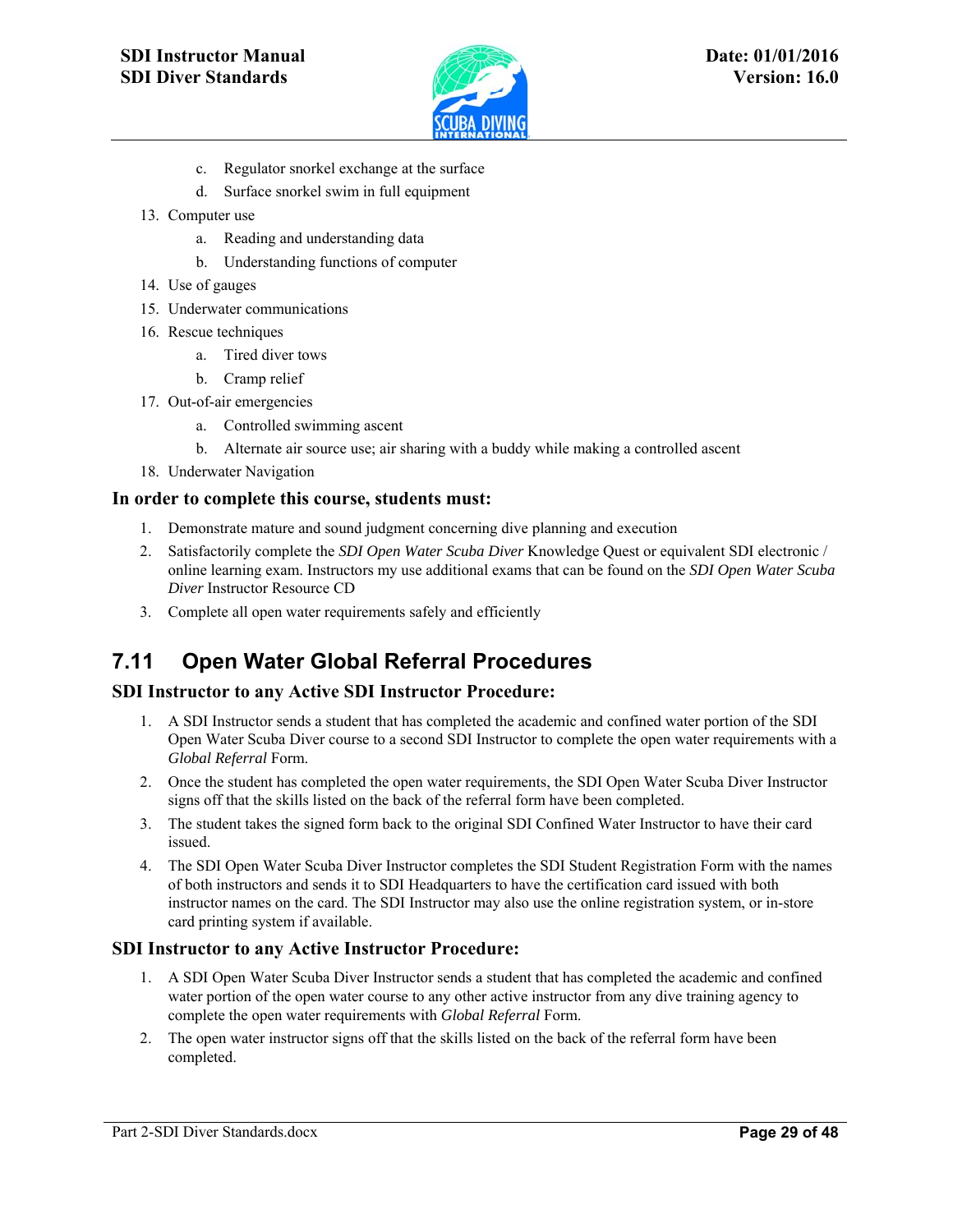c. Regulator snorkel exchange at the surface
   d. Surface snorkel swim in full equipment
13. Computer use
   a. Reading and understanding data
   b. Understanding functions of computer
14. Use of gauges
15. Underwater communications
16. Rescue techniques
   a. Tired diver tows
   b. Cramp relief
17. Out-of-air emergencies
   a. Controlled swimming ascent
   b. Alternate air source use; air sharing with a buddy while making a controlled ascent
18. Underwater Navigation

### In order to complete this course, students must:

1. Demonstrate mature and sound judgment concerning dive planning and execution
2. Satisfactorily complete the *SDI Open Water Scuba Diver* Knowledge Quest or equivalent SDI electronic / online learning exam. Instructors my use additional exams that can be found on the *SDI Open Water Scuba Diver* Instructor Resource CD
3. Complete all open water requirements safely and efficiently

## 7.11 Open Water Global Referral Procedures

### SDI Instructor to any Active SDI Instructor Procedure:

1. A SDI Instructor sends a student that has completed the academic and confined water portion of the SDI Open Water Scuba Diver course to a second SDI Instructor to complete the open water requirements with a *Global Referral* Form.
2. Once the student has completed the open water requirements, the SDI Open Water Scuba Diver Instructor signs off that the skills listed on the back of the referral form have been completed.
3. The student takes the signed form back to the original SDI Confined Water Instructor to have their card issued.
4. The SDI Open Water Scuba Diver Instructor completes the SDI Student Registration Form with the names of both instructors and sends it to SDI Headquarters to have the certification card issued with both instructor names on the card. The SDI Instructor may also use the online registration system, or in-store card printing system if available.

### SDI Instructor to any Active Instructor Procedure:

1. A SDI Open Water Scuba Diver Instructor sends a student that has completed the academic and confined water portion of the open water course to any other active instructor from any dive training agency to complete the open water requirements with *Global Referral* Form.
2. The open water instructor signs off that the skills listed on the back of the referral form have been completed.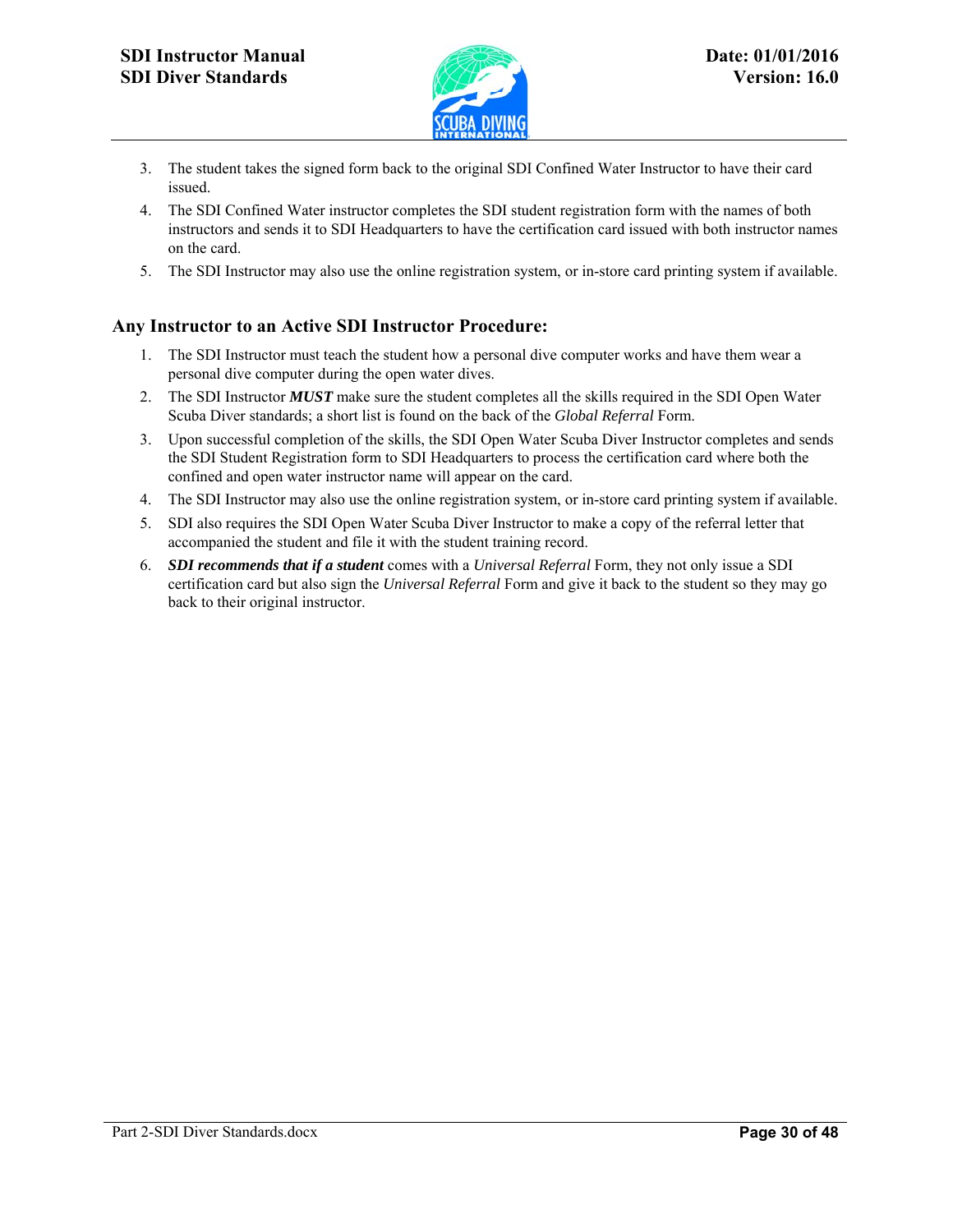3. The student takes the signed form back to the original SDI Confined Water Instructor to have their card issued.
4. The SDI Confined Water instructor completes the SDI student registration form with the names of both instructors and sends it to SDI Headquarters to have the certification card issued with both instructor names on the card.
5. The SDI Instructor may also use the online registration system, or in-store card printing system if available.

### Any Instructor to an Active SDI Instructor Procedure:

1. The SDI Instructor must teach the student how a personal dive computer works and have them wear a personal dive computer during the open water dives.
2. The SDI Instructor ***MUST*** make sure the student completes all the skills required in the SDI Open Water Scuba Diver standards; a short list is found on the back of the *Global Referral* Form.
3. Upon successful completion of the skills, the SDI Open Water Scuba Diver Instructor completes and sends the SDI Student Registration form to SDI Headquarters to process the certification card where both the confined and open water instructor name will appear on the card.
4. The SDI Instructor may also use the online registration system, or in-store card printing system if available.
5. SDI also requires the SDI Open Water Scuba Diver Instructor to make a copy of the referral letter that accompanied the student and file it with the student training record.
6. ***SDI recommends that if a student*** comes with a *Universal Referral* Form, they not only issue a SDI certification card but also sign the *Universal Referral* Form and give it back to the student so they may go back to their original instructor.